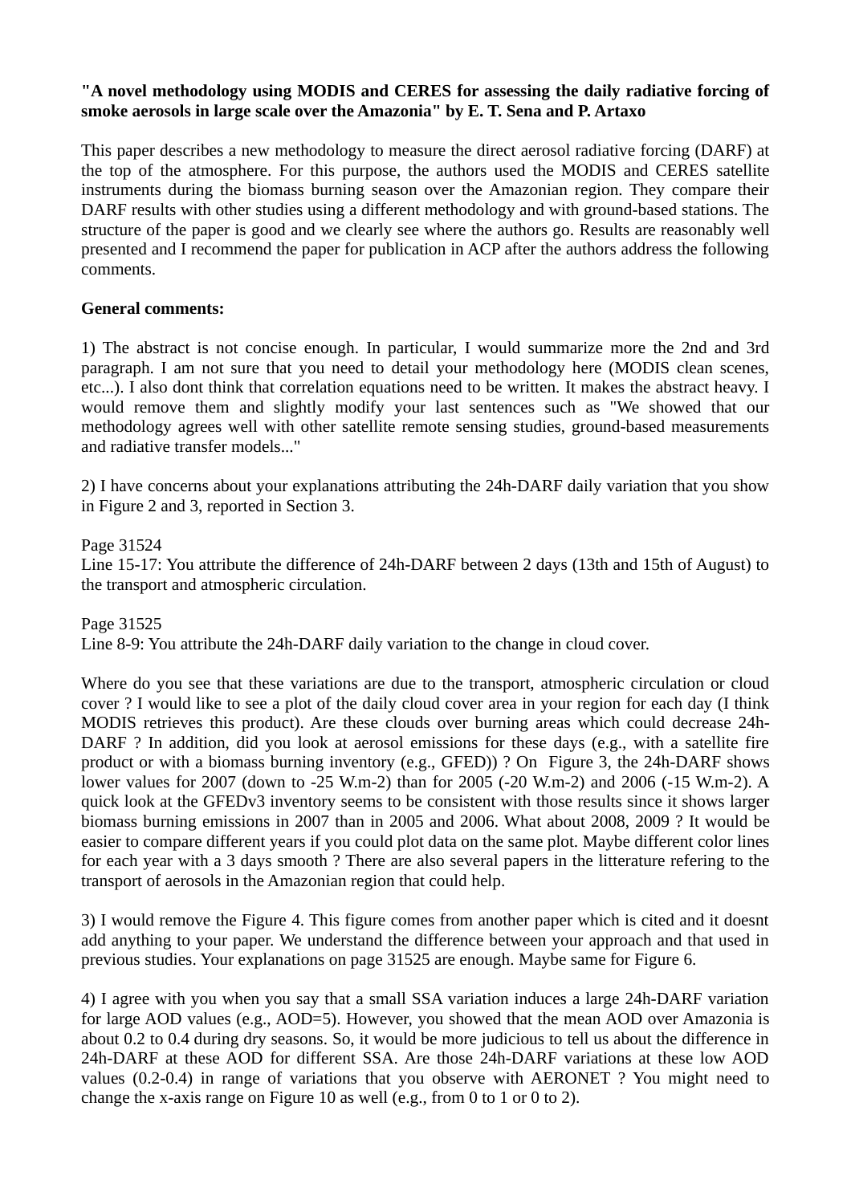**"A novel methodology using MODIS and CERES for assessing the daily radiative forcing of smoke aerosols in large scale over the Amazonia" by E. T. Sena and P. Artaxo**

This paper describes a new methodology to measure the direct aerosol radiative forcing (DARF) at the top of the atmosphere. For this purpose, the authors used the MODIS and CERES satellite instruments during the biomass burning season over the Amazonian region. They compare their DARF results with other studies using a different methodology and with ground-based stations. The structure of the paper is good and we clearly see where the authors go. Results are reasonably well presented and I recommend the paper for publication in ACP after the authors address the following comments.

**General comments:**

1) The abstract is not concise enough. In particular, I would summarize more the 2nd and 3rd paragraph. I am not sure that you need to detail your methodology here (MODIS clean scenes, etc...). I also dont think that correlation equations need to be written. It makes the abstract heavy. I would remove them and slightly modify your last sentences such as "We showed that our methodology agrees well with other satellite remote sensing studies, ground-based measurements and radiative transfer models..."

2) I have concerns about your explanations attributing the 24h-DARF daily variation that you show in Figure 2 and 3, reported in Section 3.

Page 31524
Line 15-17: You attribute the difference of 24h-DARF between 2 days (13th and 15th of August) to the transport and atmospheric circulation.

Page 31525
Line 8-9: You attribute the 24h-DARF daily variation to the change in cloud cover.

Where do you see that these variations are due to the transport, atmospheric circulation or cloud cover ? I would like to see a plot of the daily cloud cover area in your region for each day (I think MODIS retrieves this product). Are these clouds over burning areas which could decrease 24h-DARF ? In addition, did you look at aerosol emissions for these days (e.g., with a satellite fire product or with a biomass burning inventory (e.g., GFED)) ? On Figure 3, the 24h-DARF shows lower values for 2007 (down to -25 W.m-2) than for 2005 (-20 W.m-2) and 2006 (-15 W.m-2). A quick look at the GFEDv3 inventory seems to be consistent with those results since it shows larger biomass burning emissions in 2007 than in 2005 and 2006. What about 2008, 2009 ? It would be easier to compare different years if you could plot data on the same plot. Maybe different color lines for each year with a 3 days smooth ? There are also several papers in the litterature refering to the transport of aerosols in the Amazonian region that could help.

3) I would remove the Figure 4. This figure comes from another paper which is cited and it doesnt add anything to your paper. We understand the difference between your approach and that used in previous studies. Your explanations on page 31525 are enough. Maybe same for Figure 6.

4) I agree with you when you say that a small SSA variation induces a large 24h-DARF variation for large AOD values (e.g., AOD=5). However, you showed that the mean AOD over Amazonia is about 0.2 to 0.4 during dry seasons. So, it would be more judicious to tell us about the difference in 24h-DARF at these AOD for different SSA. Are those 24h-DARF variations at these low AOD values (0.2-0.4) in range of variations that you observe with AERONET ? You might need to change the x-axis range on Figure 10 as well (e.g., from 0 to 1 or 0 to 2).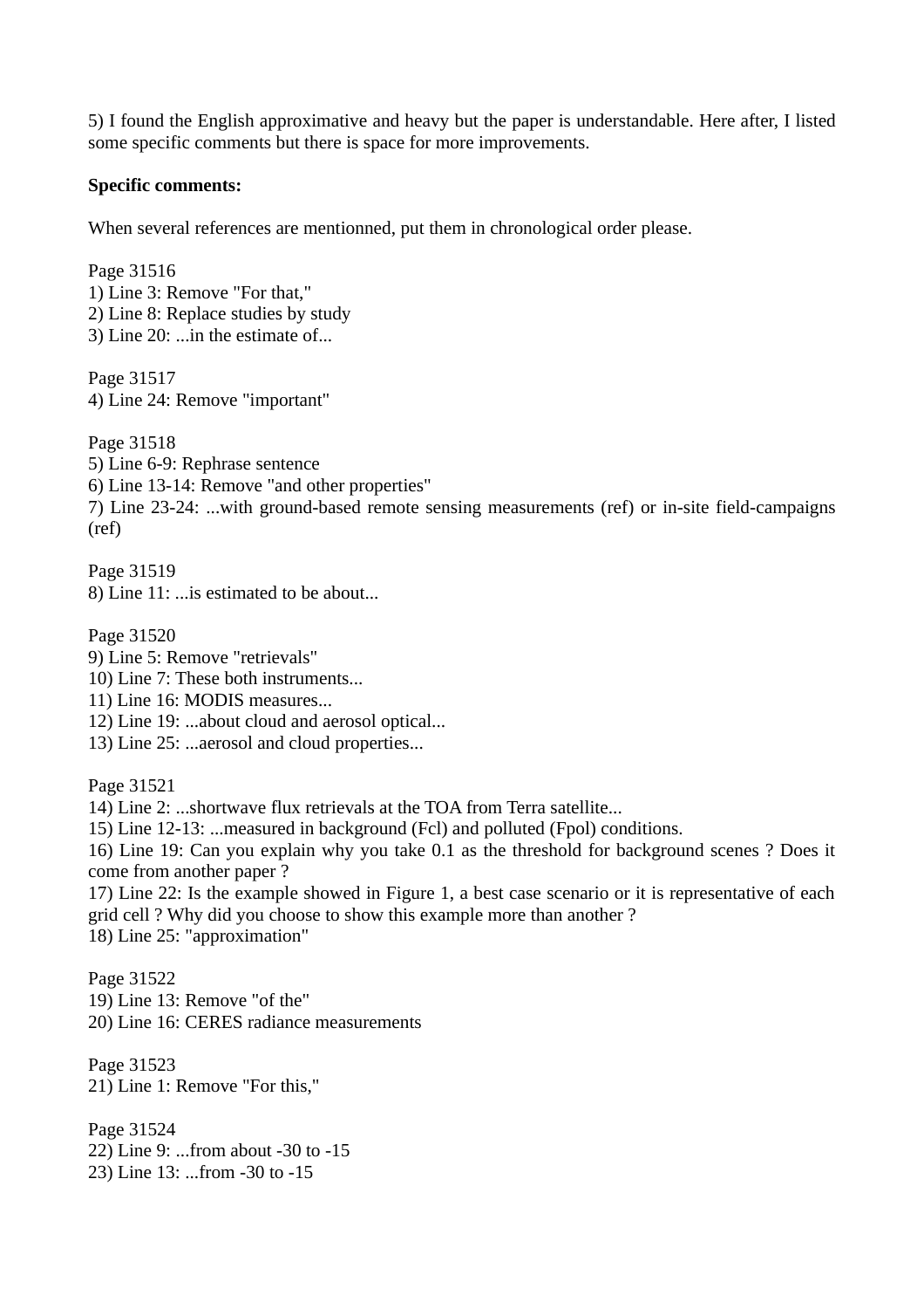5) I found the English approximative and heavy but the paper is understandable. Here after, I listed some specific comments but there is space for more improvements.

**Specific comments:**

When several references are mentionned, put them in chronological order please.

Page 31516
1) Line 3: Remove "For that,"
2) Line 8: Replace studies by study
3) Line 20: ...in the estimate of...

Page 31517
4) Line 24: Remove "important"

Page 31518
5) Line 6-9: Rephrase sentence
6) Line 13-14: Remove "and other properties"
7) Line 23-24: ...with ground-based remote sensing measurements (ref) or in-site field-campaigns (ref)

Page 31519
8) Line 11: ...is estimated to be about...

Page 31520
9) Line 5: Remove "retrievals"
10) Line 7: These both instruments...
11) Line 16: MODIS measures...
12) Line 19: ...about cloud and aerosol optical...
13) Line 25: ...aerosol and cloud properties...

Page 31521
14) Line 2: ...shortwave flux retrievals at the TOA from Terra satellite...
15) Line 12-13: ...measured in background (Fcl) and polluted (Fpol) conditions.
16) Line 19: Can you explain why you take 0.1 as the threshold for background scenes ? Does it come from another paper ?
17) Line 22: Is the example showed in Figure 1, a best case scenario or it is representative of each grid cell ? Why did you choose to show this example more than another ?
18) Line 25: "approximation"

Page 31522
19) Line 13: Remove "of the"
20) Line 16: CERES radiance measurements

Page 31523
21) Line 1: Remove "For this,"

Page 31524
22) Line 9: ...from about -30 to -15
23) Line 13: ...from -30 to -15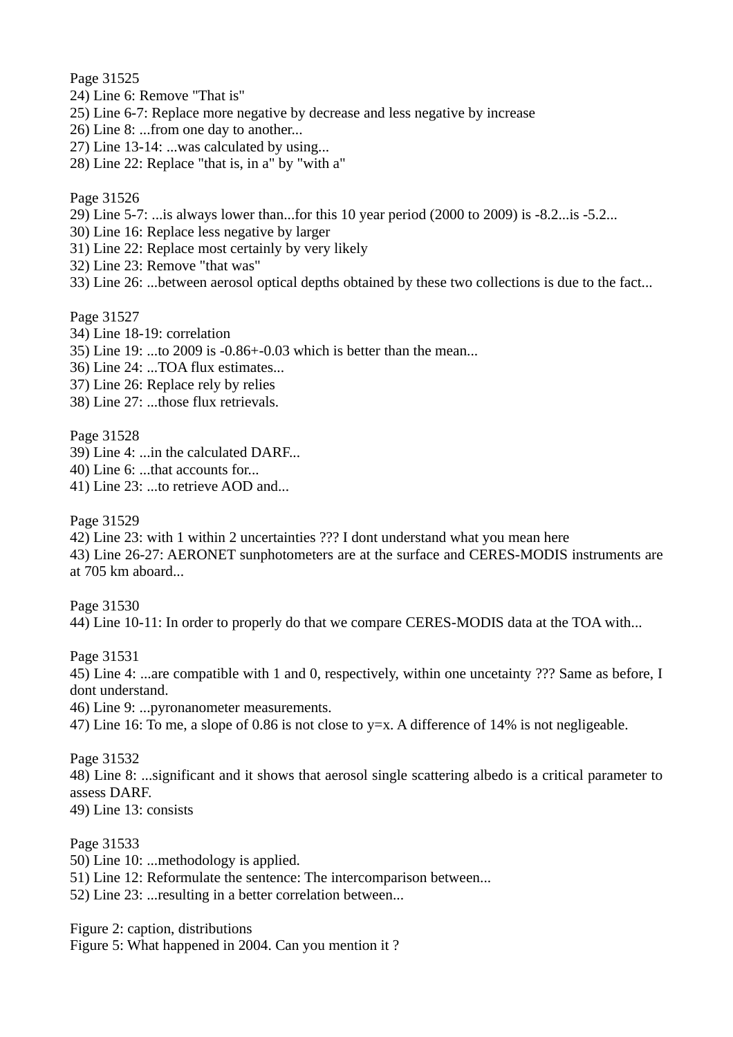Page 31525

24) Line 6: Remove "That is"

25) Line 6-7: Replace more negative by decrease and less negative by increase

26) Line 8: ...from one day to another...

27) Line 13-14: ...was calculated by using...

28) Line 22: Replace "that is, in a" by "with a"

Page 31526

29) Line 5-7: ...is always lower than...for this 10 year period (2000 to 2009) is -8.2...is -5.2...

30) Line 16: Replace less negative by larger

31) Line 22: Replace most certainly by very likely

32) Line 23: Remove "that was"

33) Line 26: ...between aerosol optical depths obtained by these two collections is due to the fact...

Page 31527

34) Line 18-19: correlation

35) Line 19: ...to 2009 is -0.86+-0.03 which is better than the mean...

36) Line 24: ...TOA flux estimates...

37) Line 26: Replace rely by relies

38) Line 27: ...those flux retrievals.

Page 31528

39) Line 4: ...in the calculated DARF...

40) Line 6: ...that accounts for...

41) Line 23: ...to retrieve AOD and...

Page 31529

42) Line 23: with 1 within 2 uncertainties ??? I dont understand what you mean here

43) Line 26-27: AERONET sunphotometers are at the surface and CERES-MODIS instruments are at 705 km aboard...

Page 31530

44) Line 10-11: In order to properly do that we compare CERES-MODIS data at the TOA with...

Page 31531

45) Line 4: ...are compatible with 1 and 0, respectively, within one uncetainty ??? Same as before, I dont understand.

46) Line 9: ...pyronanometer measurements.

47) Line 16: To me, a slope of 0.86 is not close to y=x. A difference of 14% is not negligeable.

Page 31532

48) Line 8: ...significant and it shows that aerosol single scattering albedo is a critical parameter to assess DARF.

49) Line 13: consists

Page 31533

50) Line 10: ...methodology is applied.

51) Line 12: Reformulate the sentence: The intercomparison between...

52) Line 23: ...resulting in a better correlation between...

Figure 2: caption, distributions

Figure 5: What happened in 2004. Can you mention it ?